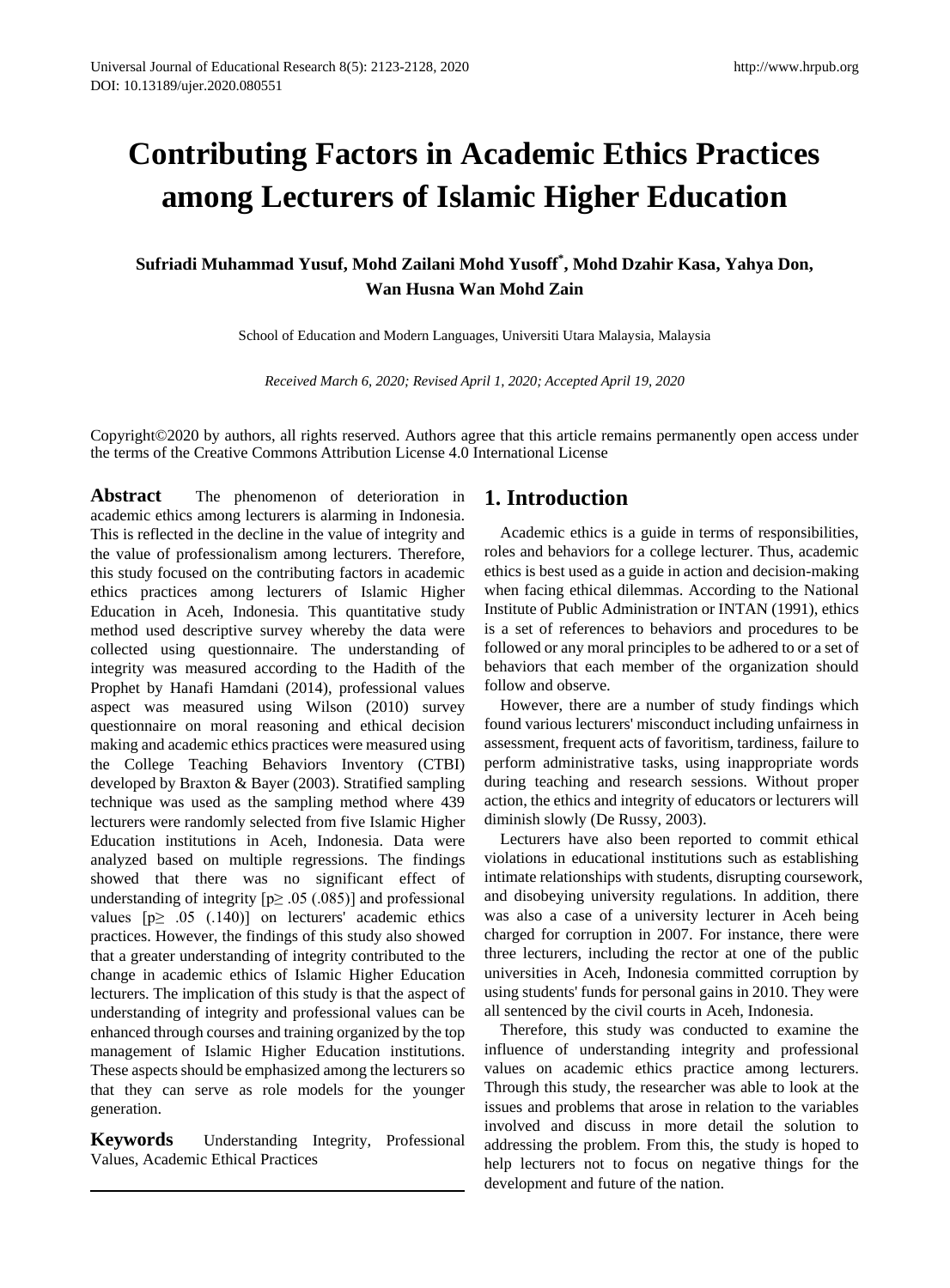# Contributing Factors in Academic Ethics Practices among Lecturers of Islamic Higher Education

**Sufriadi Muhammad Yusuf, Mohd Zailani Mohd Yusoff[*], Mohd Dzahir Kasa, Yahya Don, Wan Husna Wan Mohd Zain**

School of Education and Modern Languages, Universiti Utara Malaysia, Malaysia

*Received March 6, 2020; Revised April 1, 2020; Accepted April 19, 2020*

Copyright©2020 by authors, all rights reserved. Authors agree that this article remains permanently open access under the terms of the Creative Commons Attribution License 4.0 International License

**Abstract** The phenomenon of deterioration in academic ethics among lecturers is alarming in Indonesia. This is reflected in the decline in the value of integrity and the value of professionalism among lecturers. Therefore, this study focused on the contributing factors in academic ethics practices among lecturers of Islamic Higher Education in Aceh, Indonesia. This quantitative study method used descriptive survey whereby the data were collected using questionnaire. The understanding of integrity was measured according to the Hadith of the Prophet by Hanafi Hamdani (2014), professional values aspect was measured using Wilson (2010) survey questionnaire on moral reasoning and ethical decision making and academic ethics practices were measured using the College Teaching Behaviors Inventory (CTBI) developed by Braxton & Bayer (2003). Stratified sampling technique was used as the sampling method where 439 lecturers were randomly selected from five Islamic Higher Education institutions in Aceh, Indonesia. Data were analyzed based on multiple regressions. The findings showed that there was no significant effect of understanding of integrity [$p \geq .05$ (.085)] and professional values [$p \geq .05$ (.140)] on lecturers' academic ethics practices. However, the findings of this study also showed that a greater understanding of integrity contributed to the change in academic ethics of Islamic Higher Education lecturers. The implication of this study is that the aspect of understanding of integrity and professional values can be enhanced through courses and training organized by the top management of Islamic Higher Education institutions. These aspects should be emphasized among the lecturers so that they can serve as role models for the younger generation.

**Keywords** Understanding Integrity, Professional Values, Academic Ethical Practices

## 1. Introduction

Academic ethics is a guide in terms of responsibilities, roles and behaviors for a college lecturer. Thus, academic ethics is best used as a guide in action and decision-making when facing ethical dilemmas. According to the National Institute of Public Administration or INTAN (1991), ethics is a set of references to behaviors and procedures to be followed or any moral principles to be adhered to or a set of behaviors that each member of the organization should follow and observe.

However, there are a number of study findings which found various lecturers' misconduct including unfairness in assessment, frequent acts of favoritism, tardiness, failure to perform administrative tasks, using inappropriate words during teaching and research sessions. Without proper action, the ethics and integrity of educators or lecturers will diminish slowly (De Russy, 2003).

Lecturers have also been reported to commit ethical violations in educational institutions such as establishing intimate relationships with students, disrupting coursework, and disobeying university regulations. In addition, there was also a case of a university lecturer in Aceh being charged for corruption in 2007. For instance, there were three lecturers, including the rector at one of the public universities in Aceh, Indonesia committed corruption by using students' funds for personal gains in 2010. They were all sentenced by the civil courts in Aceh, Indonesia.

Therefore, this study was conducted to examine the influence of understanding integrity and professional values on academic ethics practice among lecturers. Through this study, the researcher was able to look at the issues and problems that arose in relation to the variables involved and discuss in more detail the solution to addressing the problem. From this, the study is hoped to help lecturers not to focus on negative things for the development and future of the nation.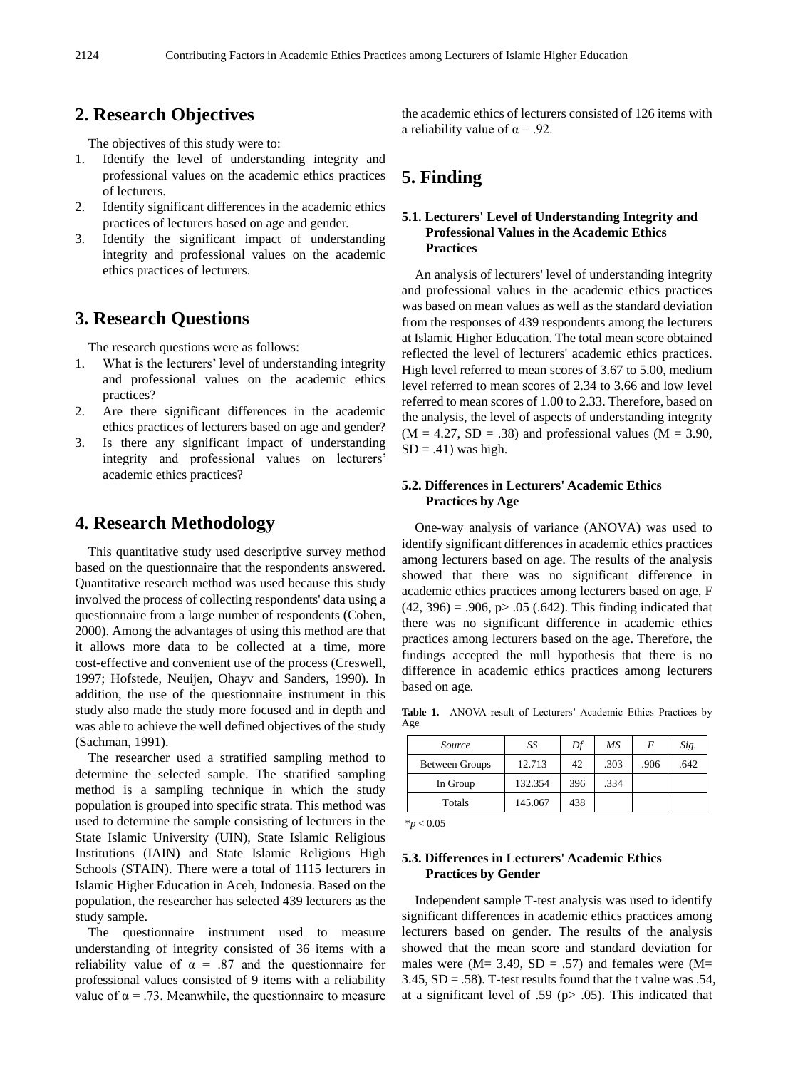## 2. Research Objectives

The objectives of this study were to:

1. Identify the level of understanding integrity and professional values on the academic ethics practices of lecturers.
2. Identify significant differences in the academic ethics practices of lecturers based on age and gender.
3. Identify the significant impact of understanding integrity and professional values on the academic ethics practices of lecturers.

## 3. Research Questions

The research questions were as follows:

1. What is the lecturers' level of understanding integrity and professional values on the academic ethics practices?
2. Are there significant differences in the academic ethics practices of lecturers based on age and gender?
3. Is there any significant impact of understanding integrity and professional values on lecturers' academic ethics practices?

## 4. Research Methodology

This quantitative study used descriptive survey method based on the questionnaire that the respondents answered. Quantitative research method was used because this study involved the process of collecting respondents' data using a questionnaire from a large number of respondents (Cohen, 2000). Among the advantages of using this method are that it allows more data to be collected at a time, more cost-effective and convenient use of the process (Creswell, 1997; Hofstede, Neuijen, Ohayv and Sanders, 1990). In addition, the use of the questionnaire instrument in this study also made the study more focused and in depth and was able to achieve the well defined objectives of the study (Sachman, 1991).

The researcher used a stratified sampling method to determine the selected sample. The stratified sampling method is a sampling technique in which the study population is grouped into specific strata. This method was used to determine the sample consisting of lecturers in the State Islamic University (UIN), State Islamic Religious Institutions (IAIN) and State Islamic Religious High Schools (STAIN). There were a total of 1115 lecturers in Islamic Higher Education in Aceh, Indonesia. Based on the population, the researcher has selected 439 lecturers as the study sample.

The questionnaire instrument used to measure understanding of integrity consisted of 36 items with a reliability value of $\alpha = .87$ and the questionnaire for professional values consisted of 9 items with a reliability value of $\alpha = .73$. Meanwhile, the questionnaire to measure the academic ethics of lecturers consisted of 126 items with a reliability value of $\alpha = .92$.

## 5. Finding

### 5.1. Lecturers' Level of Understanding Integrity and Professional Values in the Academic Ethics Practices

An analysis of lecturers' level of understanding integrity and professional values in the academic ethics practices was based on mean values as well as the standard deviation from the responses of 439 respondents among the lecturers at Islamic Higher Education. The total mean score obtained reflected the level of lecturers' academic ethics practices. High level referred to mean scores of 3.67 to 5.00, medium level referred to mean scores of 2.34 to 3.66 and low level referred to mean scores of 1.00 to 2.33. Therefore, based on the analysis, the level of aspects of understanding integrity ($M = 4.27$, $SD = .38$) and professional values ($M = 3.90$, $SD = .41$) was high.

### 5.2. Differences in Lecturers' Academic Ethics Practices by Age

One-way analysis of variance (ANOVA) was used to identify significant differences in academic ethics practices among lecturers based on age. The results of the analysis showed that there was no significant difference in academic ethics practices among lecturers based on age, $F(42, 396) = .906$, $p > .05$ (.642). This finding indicated that there was no significant difference in academic ethics practices among lecturers based on the age. Therefore, the findings accepted the null hypothesis that there is no difference in academic ethics practices among lecturers based on age.

**Table 1.** ANOVA result of Lecturers' Academic Ethics Practices by Age

| *Source* | *SS* | *Df* | *MS* | *F* | *Sig.* |
|---|---|---|---|---|---|
| Between Groups | 12.713 | 42 | .303 | .906 | .642 |
| In Group | 132.354 | 396 | .334 | | |
| Totals | 145.067 | 438 | | | |

*$p < 0.05$

### 5.3. Differences in Lecturers' Academic Ethics Practices by Gender

Independent sample T-test analysis was used to identify significant differences in academic ethics practices among lecturers based on gender. The results of the analysis showed that the mean score and standard deviation for males were ($M = 3.49$, $SD = .57$) and females were ($M = 3.45$, $SD = .58$). T-test results found that the t value was .54, at a significant level of .59 ($p > .05$). This indicated that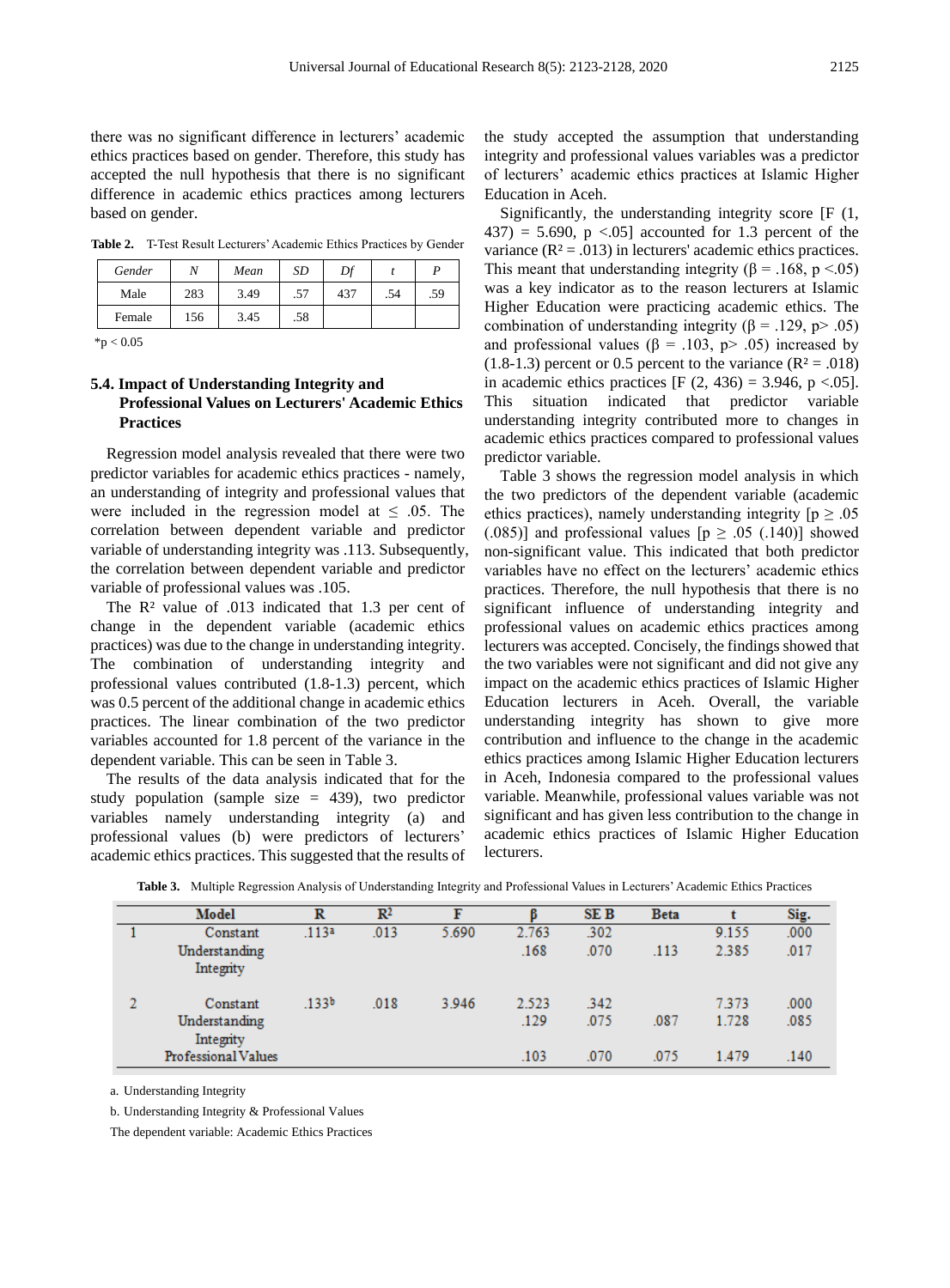there was no significant difference in lecturers' academic ethics practices based on gender. Therefore, this study has accepted the null hypothesis that there is no significant difference in academic ethics practices among lecturers based on gender.

**Table 2.** T-Test Result Lecturers' Academic Ethics Practices by Gender

| *Gender* | *N* | *Mean* | *SD* | *Df* | *t* | *P* |
|---|---|---|---|---|---|---|
| Male | 283 | 3.49 | .57 | 437 | .54 | .59 |
| Female | 156 | 3.45 | .58 | | | |

*p < 0.05

### 5.4. Impact of Understanding Integrity and Professional Values on Lecturers' Academic Ethics Practices

Regression model analysis revealed that there were two predictor variables for academic ethics practices - namely, an understanding of integrity and professional values that were included in the regression model at $\leq .05$. The correlation between dependent variable and predictor variable of understanding integrity was .113. Subsequently, the correlation between dependent variable and predictor variable of professional values was .105.

The $R^2$ value of .013 indicated that 1.3 per cent of change in the dependent variable (academic ethics practices) was due to the change in understanding integrity. The combination of understanding integrity and professional values contributed (1.8-1.3) percent, which was 0.5 percent of the additional change in academic ethics practices. The linear combination of the two predictor variables accounted for 1.8 percent of the variance in the dependent variable. This can be seen in Table 3.

The results of the data analysis indicated that for the study population (sample size = 439), two predictor variables namely understanding integrity (a) and professional values (b) were predictors of lecturers' academic ethics practices. This suggested that the results of the study accepted the assumption that understanding integrity and professional values variables was a predictor of lecturers' academic ethics practices at Islamic Higher Education in Aceh.

Significantly, the understanding integrity score [$F(1, 437) = 5.690$, $p < .05$] accounted for 1.3 percent of the variance ($R^2 = .013$) in lecturers' academic ethics practices. This meant that understanding integrity ($\beta = .168$, $p < .05$) was a key indicator as to the reason lecturers at Islamic Higher Education were practicing academic ethics. The combination of understanding integrity ($\beta = .129$, $p > .05$) and professional values ($\beta = .103$, $p > .05$) increased by (1.8-1.3) percent or 0.5 percent to the variance ($R^2 = .018$) in academic ethics practices [$F(2, 436) = 3.946$, $p < .05$]. This situation indicated that predictor variable understanding integrity contributed more to changes in academic ethics practices compared to professional values predictor variable.

Table 3 shows the regression model analysis in which the two predictors of the dependent variable (academic ethics practices), namely understanding integrity [$p \geq .05$ (.085)] and professional values [$p \geq .05$ (.140)] showed non-significant value. This indicated that both predictor variables have no effect on the lecturers' academic ethics practices. Therefore, the null hypothesis that there is no significant influence of understanding integrity and professional values on academic ethics practices among lecturers was accepted. Concisely, the findings showed that the two variables were not significant and did not give any impact on the academic ethics practices of Islamic Higher Education lecturers in Aceh. Overall, the variable understanding integrity has shown to give more contribution and influence to the change in the academic ethics practices among Islamic Higher Education lecturers in Aceh, Indonesia compared to the professional values variable. Meanwhile, professional values variable was not significant and has given less contribution to the change in academic ethics practices of Islamic Higher Education lecturers.

**Table 3.** Multiple Regression Analysis of Understanding Integrity and Professional Values in Lecturers' Academic Ethics Practices

| | Model | R | $R^2$ | F | β | SE B | Beta | t | Sig. |
|---|---|---|---|---|---|---|---|---|---|
| 1 | Constant | .113[a] | .013 | 5.690 | 2.763 | .302 | | 9.155 | .000 |
| | Understanding Integrity | | | | .168 | .070 | .113 | 2.385 | .017 |
| 2 | Constant | .133[b] | .018 | 3.946 | 2.523 | .342 | | 7.373 | .000 |
| | Understanding Integrity | | | | .129 | .075 | .087 | 1.728 | .085 |
| | Professional Values | | | | .103 | .070 | .075 | 1.479 | .140 |

a. Understanding Integrity

b. Understanding Integrity & Professional Values

The dependent variable: Academic Ethics Practices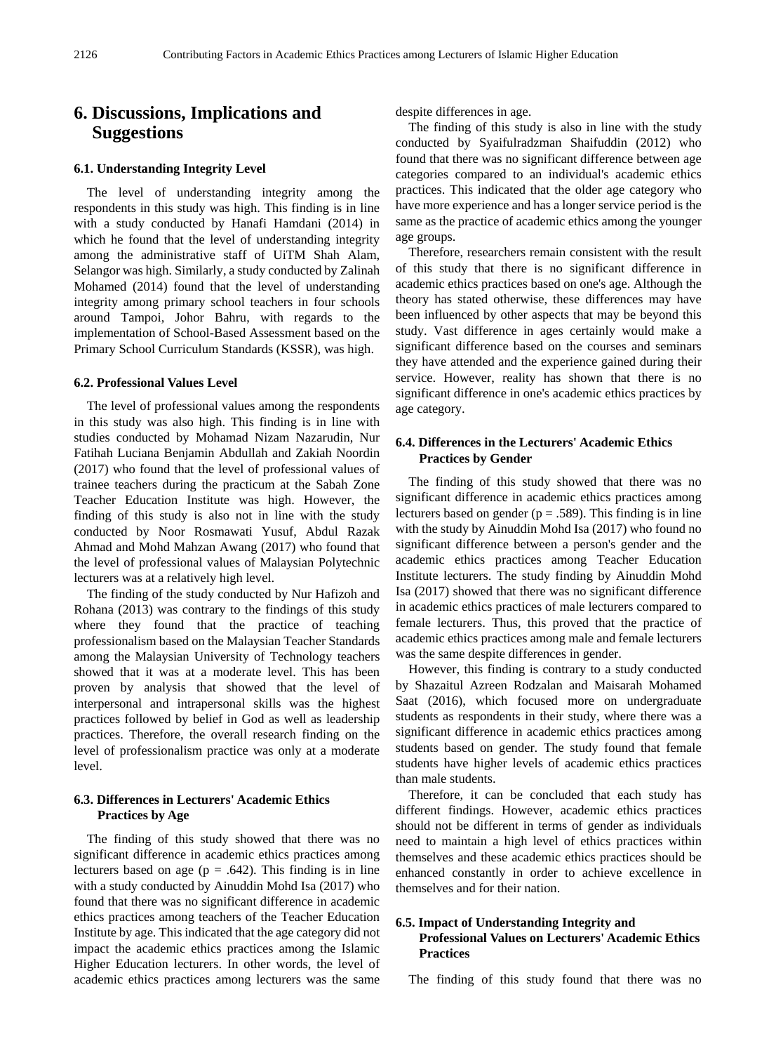## 6. Discussions, Implications and Suggestions

### 6.1. Understanding Integrity Level

The level of understanding integrity among the respondents in this study was high. This finding is in line with a study conducted by Hanafi Hamdani (2014) in which he found that the level of understanding integrity among the administrative staff of UiTM Shah Alam, Selangor was high. Similarly, a study conducted by Zalinah Mohamed (2014) found that the level of understanding integrity among primary school teachers in four schools around Tampoi, Johor Bahru, with regards to the implementation of School-Based Assessment based on the Primary School Curriculum Standards (KSSR), was high.

### 6.2. Professional Values Level

The level of professional values among the respondents in this study was also high. This finding is in line with studies conducted by Mohamad Nizam Nazarudin, Nur Fatihah Luciana Benjamin Abdullah and Zakiah Noordin (2017) who found that the level of professional values of trainee teachers during the practicum at the Sabah Zone Teacher Education Institute was high. However, the finding of this study is also not in line with the study conducted by Noor Rosmawati Yusuf, Abdul Razak Ahmad and Mohd Mahzan Awang (2017) who found that the level of professional values of Malaysian Polytechnic lecturers was at a relatively high level.

The finding of the study conducted by Nur Hafizoh and Rohana (2013) was contrary to the findings of this study where they found that the practice of teaching professionalism based on the Malaysian Teacher Standards among the Malaysian University of Technology teachers showed that it was at a moderate level. This has been proven by analysis that showed that the level of interpersonal and intrapersonal skills was the highest practices followed by belief in God as well as leadership practices. Therefore, the overall research finding on the level of professionalism practice was only at a moderate level.

### 6.3. Differences in Lecturers' Academic Ethics Practices by Age

The finding of this study showed that there was no significant difference in academic ethics practices among lecturers based on age ($p = .642$). This finding is in line with a study conducted by Ainuddin Mohd Isa (2017) who found that there was no significant difference in academic ethics practices among teachers of the Teacher Education Institute by age. This indicated that the age category did not impact the academic ethics practices among the Islamic Higher Education lecturers. In other words, the level of academic ethics practices among lecturers was the same despite differences in age.

The finding of this study is also in line with the study conducted by Syaifulradzman Shaifuddin (2012) who found that there was no significant difference between age categories compared to an individual's academic ethics practices. This indicated that the older age category who have more experience and has a longer service period is the same as the practice of academic ethics among the younger age groups.

Therefore, researchers remain consistent with the result of this study that there is no significant difference in academic ethics practices based on one's age. Although the theory has stated otherwise, these differences may have been influenced by other aspects that may be beyond this study. Vast difference in ages certainly would make a significant difference based on the courses and seminars they have attended and the experience gained during their service. However, reality has shown that there is no significant difference in one's academic ethics practices by age category.

### 6.4. Differences in the Lecturers' Academic Ethics Practices by Gender

The finding of this study showed that there was no significant difference in academic ethics practices among lecturers based on gender ($p = .589$). This finding is in line with the study by Ainuddin Mohd Isa (2017) who found no significant difference between a person's gender and the academic ethics practices among Teacher Education Institute lecturers. The study finding by Ainuddin Mohd Isa (2017) showed that there was no significant difference in academic ethics practices of male lecturers compared to female lecturers. Thus, this proved that the practice of academic ethics practices among male and female lecturers was the same despite differences in gender.

However, this finding is contrary to a study conducted by Shazaitul Azreen Rodzalan and Maisarah Mohamed Saat (2016), which focused more on undergraduate students as respondents in their study, where there was a significant difference in academic ethics practices among students based on gender. The study found that female students have higher levels of academic ethics practices than male students.

Therefore, it can be concluded that each study has different findings. However, academic ethics practices should not be different in terms of gender as individuals need to maintain a high level of ethics practices within themselves and these academic ethics practices should be enhanced constantly in order to achieve excellence in themselves and for their nation.

### 6.5. Impact of Understanding Integrity and Professional Values on Lecturers' Academic Ethics Practices

The finding of this study found that there was no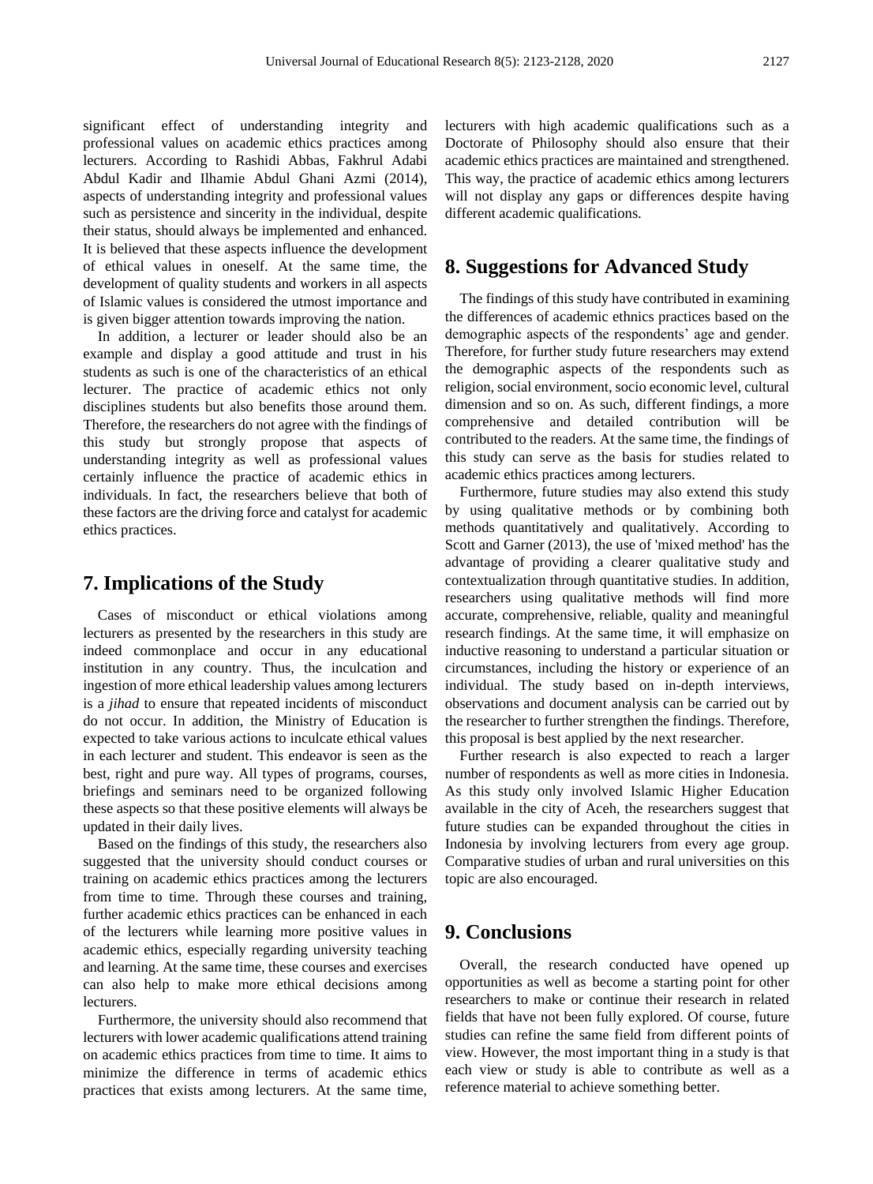significant effect of understanding integrity and professional values on academic ethics practices among lecturers. According to Rashidi Abbas, Fakhrul Adabi Abdul Kadir and Ilhamie Abdul Ghani Azmi (2014), aspects of understanding integrity and professional values such as persistence and sincerity in the individual, despite their status, should always be implemented and enhanced. It is believed that these aspects influence the development of ethical values in oneself. At the same time, the development of quality students and workers in all aspects of Islamic values is considered the utmost importance and is given bigger attention towards improving the nation.

In addition, a lecturer or leader should also be an example and display a good attitude and trust in his students as such is one of the characteristics of an ethical lecturer. The practice of academic ethics not only disciplines students but also benefits those around them. Therefore, the researchers do not agree with the findings of this study but strongly propose that aspects of understanding integrity as well as professional values certainly influence the practice of academic ethics in individuals. In fact, the researchers believe that both of these factors are the driving force and catalyst for academic ethics practices.

## 7. Implications of the Study

Cases of misconduct or ethical violations among lecturers as presented by the researchers in this study are indeed commonplace and occur in any educational institution in any country. Thus, the inculcation and ingestion of more ethical leadership values among lecturers is a *jihad* to ensure that repeated incidents of misconduct do not occur. In addition, the Ministry of Education is expected to take various actions to inculcate ethical values in each lecturer and student. This endeavor is seen as the best, right and pure way. All types of programs, courses, briefings and seminars need to be organized following these aspects so that these positive elements will always be updated in their daily lives.

Based on the findings of this study, the researchers also suggested that the university should conduct courses or training on academic ethics practices among the lecturers from time to time. Through these courses and training, further academic ethics practices can be enhanced in each of the lecturers while learning more positive values in academic ethics, especially regarding university teaching and learning. At the same time, these courses and exercises can also help to make more ethical decisions among lecturers.

Furthermore, the university should also recommend that lecturers with lower academic qualifications attend training on academic ethics practices from time to time. It aims to minimize the difference in terms of academic ethics practices that exists among lecturers. At the same time, lecturers with high academic qualifications such as a Doctorate of Philosophy should also ensure that their academic ethics practices are maintained and strengthened. This way, the practice of academic ethics among lecturers will not display any gaps or differences despite having different academic qualifications.

## 8. Suggestions for Advanced Study

The findings of this study have contributed in examining the differences of academic ethnics practices based on the demographic aspects of the respondents' age and gender. Therefore, for further study future researchers may extend the demographic aspects of the respondents such as religion, social environment, socio economic level, cultural dimension and so on. As such, different findings, a more comprehensive and detailed contribution will be contributed to the readers. At the same time, the findings of this study can serve as the basis for studies related to academic ethics practices among lecturers.

Furthermore, future studies may also extend this study by using qualitative methods or by combining both methods quantitatively and qualitatively. According to Scott and Garner (2013), the use of 'mixed method' has the advantage of providing a clearer qualitative study and contextualization through quantitative studies. In addition, researchers using qualitative methods will find more accurate, comprehensive, reliable, quality and meaningful research findings. At the same time, it will emphasize on inductive reasoning to understand a particular situation or circumstances, including the history or experience of an individual. The study based on in-depth interviews, observations and document analysis can be carried out by the researcher to further strengthen the findings. Therefore, this proposal is best applied by the next researcher.

Further research is also expected to reach a larger number of respondents as well as more cities in Indonesia. As this study only involved Islamic Higher Education available in the city of Aceh, the researchers suggest that future studies can be expanded throughout the cities in Indonesia by involving lecturers from every age group. Comparative studies of urban and rural universities on this topic are also encouraged.

## 9. Conclusions

Overall, the research conducted have opened up opportunities as well as become a starting point for other researchers to make or continue their research in related fields that have not been fully explored. Of course, future studies can refine the same field from different points of view. However, the most important thing in a study is that each view or study is able to contribute as well as a reference material to achieve something better.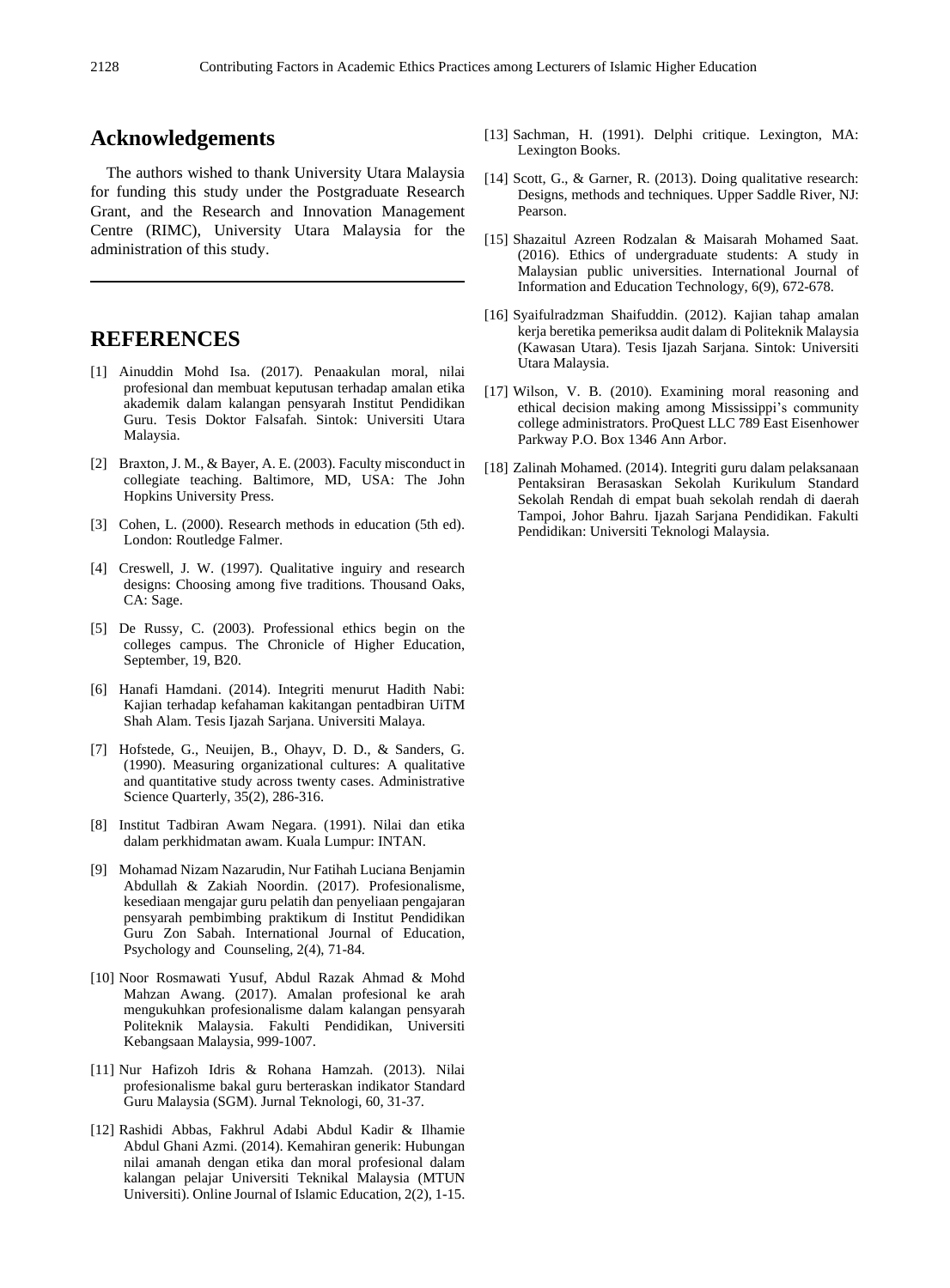## Acknowledgements

The authors wished to thank University Utara Malaysia for funding this study under the Postgraduate Research Grant, and the Research and Innovation Management Centre (RIMC), University Utara Malaysia for the administration of this study.

## REFERENCES

[1] Ainuddin Mohd Isa. (2017). Penaakulan moral, nilai profesional dan membuat keputusan terhadap amalan etika akademik dalam kalangan pensyarah Institut Pendidikan Guru. Tesis Doktor Falsafah. Sintok: Universiti Utara Malaysia.

[2] Braxton, J. M., & Bayer, A. E. (2003). Faculty misconduct in collegiate teaching. Baltimore, MD, USA: The John Hopkins University Press.

[3] Cohen, L. (2000). Research methods in education (5th ed). London: Routledge Falmer.

[4] Creswell, J. W. (1997). Qualitative inguiry and research designs: Choosing among five traditions. Thousand Oaks, CA: Sage.

[5] De Russy, C. (2003). Professional ethics begin on the colleges campus. The Chronicle of Higher Education, September, 19, B20.

[6] Hanafi Hamdani. (2014). Integriti menurut Hadith Nabi: Kajian terhadap kefahaman kakitangan pentadbiran UiTM Shah Alam. Tesis Ijazah Sarjana. Universiti Malaya.

[7] Hofstede, G., Neuijen, B., Ohayv, D. D., & Sanders, G. (1990). Measuring organizational cultures: A qualitative and quantitative study across twenty cases. Administrative Science Quarterly, 35(2), 286-316.

[8] Institut Tadbiran Awam Negara. (1991). Nilai dan etika dalam perkhidmatan awam. Kuala Lumpur: INTAN.

[9] Mohamad Nizam Nazarudin, Nur Fatihah Luciana Benjamin Abdullah & Zakiah Noordin. (2017). Profesionalisme, kesediaan mengajar guru pelatih dan penyeliaan pengajaran pensyarah pembimbing praktikum di Institut Pendidikan Guru Zon Sabah. International Journal of Education, Psychology and Counseling, 2(4), 71-84.

[10] Noor Rosmawati Yusuf, Abdul Razak Ahmad & Mohd Mahzan Awang. (2017). Amalan profesional ke arah mengukuhkan profesionalisme dalam kalangan pensyarah Politeknik Malaysia. Fakulti Pendidikan, Universiti Kebangsaan Malaysia, 999-1007.

[11] Nur Hafizoh Idris & Rohana Hamzah. (2013). Nilai profesionalisme bakal guru berteraskan indikator Standard Guru Malaysia (SGM). Jurnal Teknologi, 60, 31-37.

[12] Rashidi Abbas, Fakhrul Adabi Abdul Kadir & Ilhamie Abdul Ghani Azmi. (2014). Kemahiran generik: Hubungan nilai amanah dengan etika dan moral profesional dalam kalangan pelajar Universiti Teknikal Malaysia (MTUN Universiti). Online Journal of Islamic Education, 2(2), 1-15.

[13] Sachman, H. (1991). Delphi critique. Lexington, MA: Lexington Books.

[14] Scott, G., & Garner, R. (2013). Doing qualitative research: Designs, methods and techniques. Upper Saddle River, NJ: Pearson.

[15] Shazaitul Azreen Rodzalan & Maisarah Mohamed Saat. (2016). Ethics of undergraduate students: A study in Malaysian public universities. International Journal of Information and Education Technology, 6(9), 672-678.

[16] Syaifulradzman Shaifuddin. (2012). Kajian tahap amalan kerja beretika pemeriksa audit dalam di Politeknik Malaysia (Kawasan Utara). Tesis Ijazah Sarjana. Sintok: Universiti Utara Malaysia.

[17] Wilson, V. B. (2010). Examining moral reasoning and ethical decision making among Mississippi's community college administrators. ProQuest LLC 789 East Eisenhower Parkway P.O. Box 1346 Ann Arbor.

[18] Zalinah Mohamed. (2014). Integriti guru dalam pelaksanaan Pentaksiran Berasaskan Sekolah Kurikulum Standard Sekolah Rendah di empat buah sekolah rendah di daerah Tampoi, Johor Bahru. Ijazah Sarjana Pendidikan. Fakulti Pendidikan: Universiti Teknologi Malaysia.